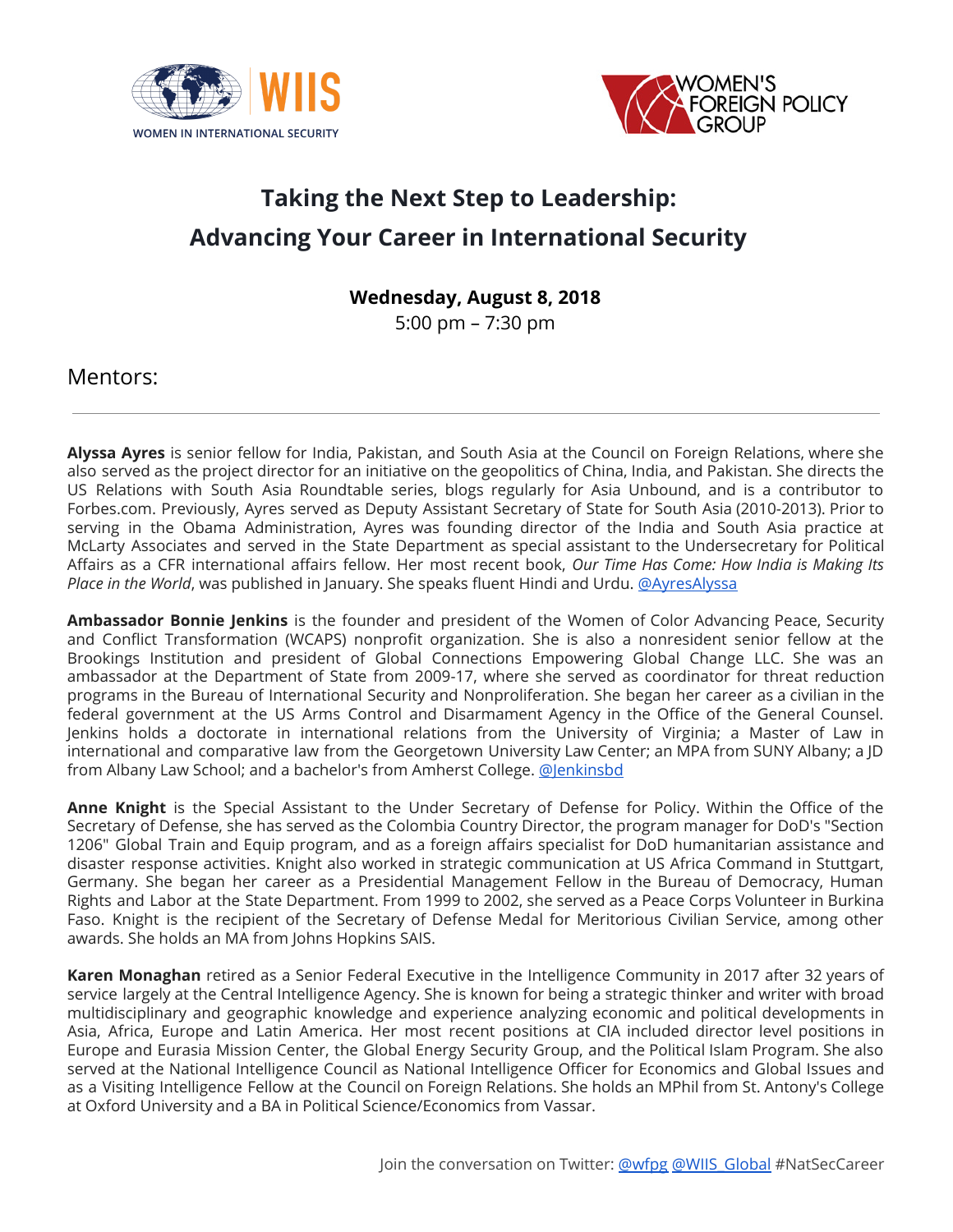WIIS
WOMEN IN INTERNATIONAL SECURITY

WOMEN'S FOREIGN POLICY GROUP

# Taking the Next Step to Leadership: Advancing Your Career in International Security

**Wednesday, August 8, 2018**
5:00 pm – 7:30 pm

## Mentors:

---

**Alyssa Ayres** is senior fellow for India, Pakistan, and South Asia at the Council on Foreign Relations, where she also served as the project director for an initiative on the geopolitics of China, India, and Pakistan. She directs the US Relations with South Asia Roundtable series, blogs regularly for Asia Unbound, and is a contributor to Forbes.com. Previously, Ayres served as Deputy Assistant Secretary of State for South Asia (2010-2013). Prior to serving in the Obama Administration, Ayres was founding director of the India and South Asia practice at McLarty Associates and served in the State Department as special assistant to the Undersecretary for Political Affairs as a CFR international affairs fellow. Her most recent book, *Our Time Has Come: How India is Making Its Place in the World*, was published in January. She speaks fluent Hindi and Urdu. @AyresAlyssa

**Ambassador Bonnie Jenkins** is the founder and president of the Women of Color Advancing Peace, Security and Conflict Transformation (WCAPS) nonprofit organization. She is also a nonresident senior fellow at the Brookings Institution and president of Global Connections Empowering Global Change LLC. She was an ambassador at the Department of State from 2009-17, where she served as coordinator for threat reduction programs in the Bureau of International Security and Nonproliferation. She began her career as a civilian in the federal government at the US Arms Control and Disarmament Agency in the Office of the General Counsel. Jenkins holds a doctorate in international relations from the University of Virginia; a Master of Law in international and comparative law from the Georgetown University Law Center; an MPA from SUNY Albany; a JD from Albany Law School; and a bachelor's from Amherst College. @Jenkinsbd

**Anne Knight** is the Special Assistant to the Under Secretary of Defense for Policy. Within the Office of the Secretary of Defense, she has served as the Colombia Country Director, the program manager for DoD's "Section 1206" Global Train and Equip program, and as a foreign affairs specialist for DoD humanitarian assistance and disaster response activities. Knight also worked in strategic communication at US Africa Command in Stuttgart, Germany. She began her career as a Presidential Management Fellow in the Bureau of Democracy, Human Rights and Labor at the State Department. From 1999 to 2002, she served as a Peace Corps Volunteer in Burkina Faso. Knight is the recipient of the Secretary of Defense Medal for Meritorious Civilian Service, among other awards. She holds an MA from Johns Hopkins SAIS.

**Karen Monaghan** retired as a Senior Federal Executive in the Intelligence Community in 2017 after 32 years of service largely at the Central Intelligence Agency. She is known for being a strategic thinker and writer with broad multidisciplinary and geographic knowledge and experience analyzing economic and political developments in Asia, Africa, Europe and Latin America. Her most recent positions at CIA included director level positions in Europe and Eurasia Mission Center, the Global Energy Security Group, and the Political Islam Program. She also served at the National Intelligence Council as National Intelligence Officer for Economics and Global Issues and as a Visiting Intelligence Fellow at the Council on Foreign Relations. She holds an MPhil from St. Antony's College at Oxford University and a BA in Political Science/Economics from Vassar.

Join the conversation on Twitter: @wfpg @WIIS_Global #NatSecCareer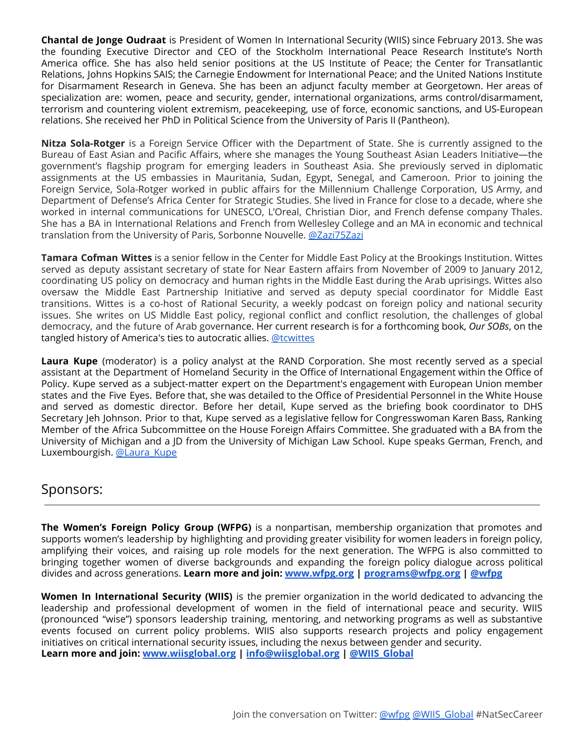**Chantal de Jonge Oudraat** is President of Women In International Security (WIIS) since February 2013. She was the founding Executive Director and CEO of the Stockholm International Peace Research Institute's North America office. She has also held senior positions at the US Institute of Peace; the Center for Transatlantic Relations, Johns Hopkins SAIS; the Carnegie Endowment for International Peace; and the United Nations Institute for Disarmament Research in Geneva. She has been an adjunct faculty member at Georgetown. Her areas of specialization are: women, peace and security, gender, international organizations, arms control/disarmament, terrorism and countering violent extremism, peacekeeping, use of force, economic sanctions, and US-European relations. She received her PhD in Political Science from the University of Paris II (Pantheon).

**Nitza Sola-Rotger** is a Foreign Service Officer with the Department of State. She is currently assigned to the Bureau of East Asian and Pacific Affairs, where she manages the Young Southeast Asian Leaders Initiative—the government's flagship program for emerging leaders in Southeast Asia. She previously served in diplomatic assignments at the US embassies in Mauritania, Sudan, Egypt, Senegal, and Cameroon. Prior to joining the Foreign Service, Sola-Rotger worked in public affairs for the Millennium Challenge Corporation, US Army, and Department of Defense's Africa Center for Strategic Studies. She lived in France for close to a decade, where she worked in internal communications for UNESCO, L'Oreal, Christian Dior, and French defense company Thales. She has a BA in International Relations and French from Wellesley College and an MA in economic and technical translation from the University of Paris, Sorbonne Nouvelle. @Zazi75Zazi

**Tamara Cofman Wittes** is a senior fellow in the Center for Middle East Policy at the Brookings Institution. Wittes served as deputy assistant secretary of state for Near Eastern affairs from November of 2009 to January 2012, coordinating US policy on democracy and human rights in the Middle East during the Arab uprisings. Wittes also oversaw the Middle East Partnership Initiative and served as deputy special coordinator for Middle East transitions. Wittes is a co-host of Rational Security, a weekly podcast on foreign policy and national security issues. She writes on US Middle East policy, regional conflict and conflict resolution, the challenges of global democracy, and the future of Arab governance. Her current research is for a forthcoming book, *Our SOBs*, on the tangled history of America's ties to autocratic allies. @tcwittes

**Laura Kupe** (moderator) is a policy analyst at the RAND Corporation. She most recently served as a special assistant at the Department of Homeland Security in the Office of International Engagement within the Office of Policy. Kupe served as a subject-matter expert on the Department's engagement with European Union member states and the Five Eyes. Before that, she was detailed to the Office of Presidential Personnel in the White House and served as domestic director. Before her detail, Kupe served as the briefing book coordinator to DHS Secretary Jeh Johnson. Prior to that, Kupe served as a legislative fellow for Congresswoman Karen Bass, Ranking Member of the Africa Subcommittee on the House Foreign Affairs Committee. She graduated with a BA from the University of Michigan and a JD from the University of Michigan Law School. Kupe speaks German, French, and Luxembourgish. @Laura_Kupe

## Sponsors:

**The Women's Foreign Policy Group (WFPG)** is a nonpartisan, membership organization that promotes and supports women's leadership by highlighting and providing greater visibility for women leaders in foreign policy, amplifying their voices, and raising up role models for the next generation. The WFPG is also committed to bringing together women of diverse backgrounds and expanding the foreign policy dialogue across political divides and across generations. **Learn more and join: www.wfpg.org | programs@wfpg.org | @wfpg**

**Women In International Security (WIIS)** is the premier organization in the world dedicated to advancing the leadership and professional development of women in the field of international peace and security. WIIS (pronounced "wise") sponsors leadership training, mentoring, and networking programs as well as substantive events focused on current policy problems. WIIS also supports research projects and policy engagement initiatives on critical international security issues, including the nexus between gender and security.
**Learn more and join: www.wiisglobal.org | info@wiisglobal.org | @WIIS_Global**

Join the conversation on Twitter: @wfpg @WIIS_Global #NatSecCareer